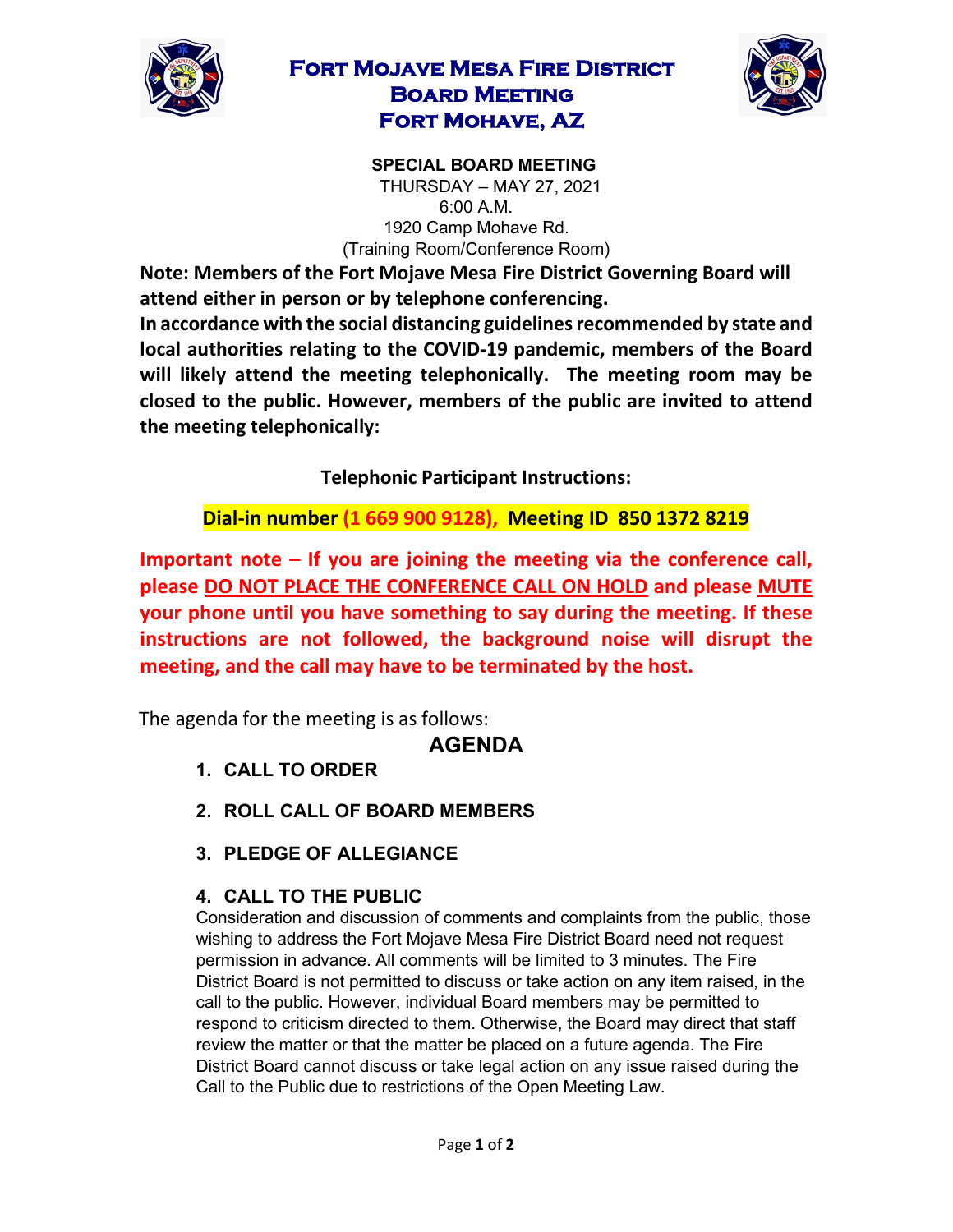# Fort Mojave Mesa Fire District
# Board Meeting
# Fort Mohave, AZ

**SPECIAL BOARD MEETING**
THURSDAY – MAY 27, 2021
6:00 A.M.
1920 Camp Mohave Rd.
(Training Room/Conference Room)

**Note: Members of the Fort Mojave Mesa Fire District Governing Board will attend either in person or by telephone conferencing.**
**In accordance with the social distancing guidelines recommended by state and local authorities relating to the COVID-19 pandemic, members of the Board will likely attend the meeting telephonically. The meeting room may be closed to the public. However, members of the public are invited to attend the meeting telephonically:**

**Telephonic Participant Instructions:**

**Dial-in number (1 669 900 9128), Meeting ID 850 1372 8219**

**Important note – If you are joining the meeting via the conference call, please DO NOT PLACE THE CONFERENCE CALL ON HOLD and please MUTE your phone until you have something to say during the meeting. If these instructions are not followed, the background noise will disrupt the meeting, and the call may have to be terminated by the host.**

The agenda for the meeting is as follows:

## AGENDA

1. **CALL TO ORDER**

2. **ROLL CALL OF BOARD MEMBERS**

3. **PLEDGE OF ALLEGIANCE**

4. **CALL TO THE PUBLIC**
   Consideration and discussion of comments and complaints from the public, those wishing to address the Fort Mojave Mesa Fire District Board need not request permission in advance. All comments will be limited to 3 minutes. The Fire District Board is not permitted to discuss or take action on any item raised, in the call to the public. However, individual Board members may be permitted to respond to criticism directed to them. Otherwise, the Board may direct that staff review the matter or that the matter be placed on a future agenda. The Fire District Board cannot discuss or take legal action on any issue raised during the Call to the Public due to restrictions of the Open Meeting Law.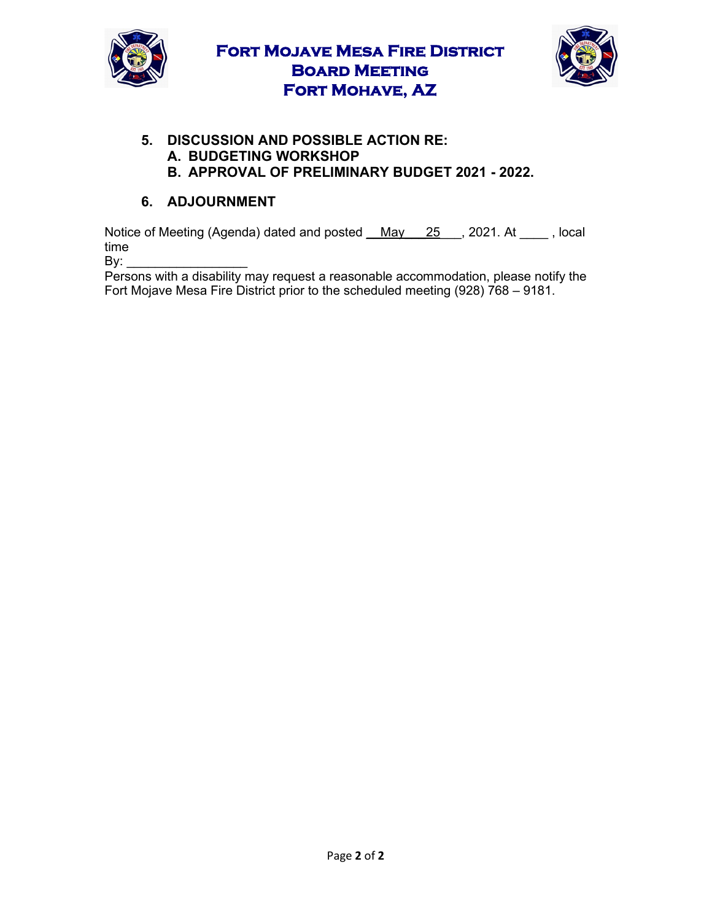# Fort Mojave Mesa Fire District
## Board Meeting
## Fort Mohave, AZ

**5. DISCUSSION AND POSSIBLE ACTION RE:**
   **A. BUDGETING WORKSHOP**
   **B. APPROVAL OF PRELIMINARY BUDGET 2021 - 2022.**

**6. ADJOURNMENT**

Notice of Meeting (Agenda) dated and posted __May___25___, 2021. At ____ , local time
By: ________________
Persons with a disability may request a reasonable accommodation, please notify the Fort Mojave Mesa Fire District prior to the scheduled meeting (928) 768 – 9181.